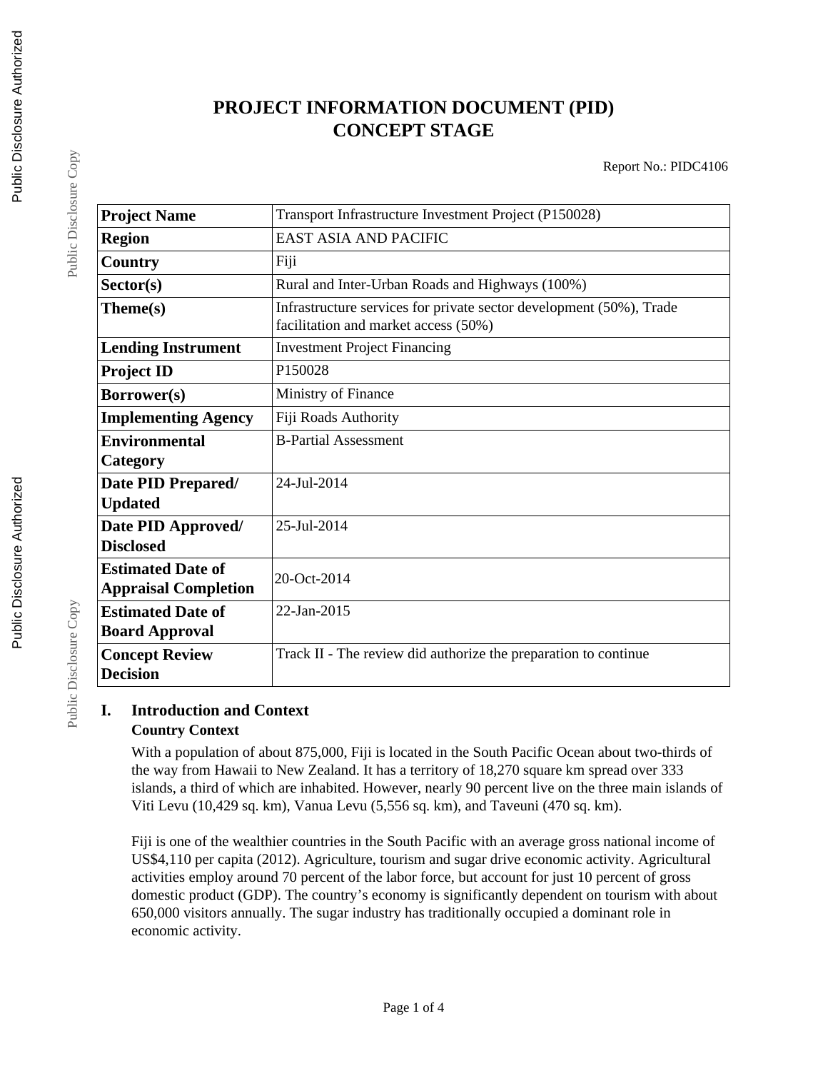# PROJECT INFORMATION DOCUMENT (PID)
# CONCEPT STAGE

Report No.: PIDC4106

| | |
|---|---|
| **Project Name** | Transport Infrastructure Investment Project (P150028) |
| **Region** | EAST ASIA AND PACIFIC |
| **Country** | Fiji |
| **Sector(s)** | Rural and Inter-Urban Roads and Highways (100%) |
| **Theme(s)** | Infrastructure services for private sector development (50%), Trade facilitation and market access (50%) |
| **Lending Instrument** | Investment Project Financing |
| **Project ID** | P150028 |
| **Borrower(s)** | Ministry of Finance |
| **Implementing Agency** | Fiji Roads Authority |
| **Environmental Category** | B-Partial Assessment |
| **Date PID Prepared/ Updated** | 24-Jul-2014 |
| **Date PID Approved/ Disclosed** | 25-Jul-2014 |
| **Estimated Date of Appraisal Completion** | 20-Oct-2014 |
| **Estimated Date of Board Approval** | 22-Jan-2015 |
| **Concept Review Decision** | Track II - The review did authorize the preparation to continue |

## I. Introduction and Context

### Country Context

With a population of about 875,000, Fiji is located in the South Pacific Ocean about two-thirds of the way from Hawaii to New Zealand. It has a territory of 18,270 square km spread over 333 islands, a third of which are inhabited. However, nearly 90 percent live on the three main islands of Viti Levu (10,429 sq. km), Vanua Levu (5,556 sq. km), and Taveuni (470 sq. km).

Fiji is one of the wealthier countries in the South Pacific with an average gross national income of US$4,110 per capita (2012). Agriculture, tourism and sugar drive economic activity. Agricultural activities employ around 70 percent of the labor force, but account for just 10 percent of gross domestic product (GDP). The country's economy is significantly dependent on tourism with about 650,000 visitors annually. The sugar industry has traditionally occupied a dominant role in economic activity.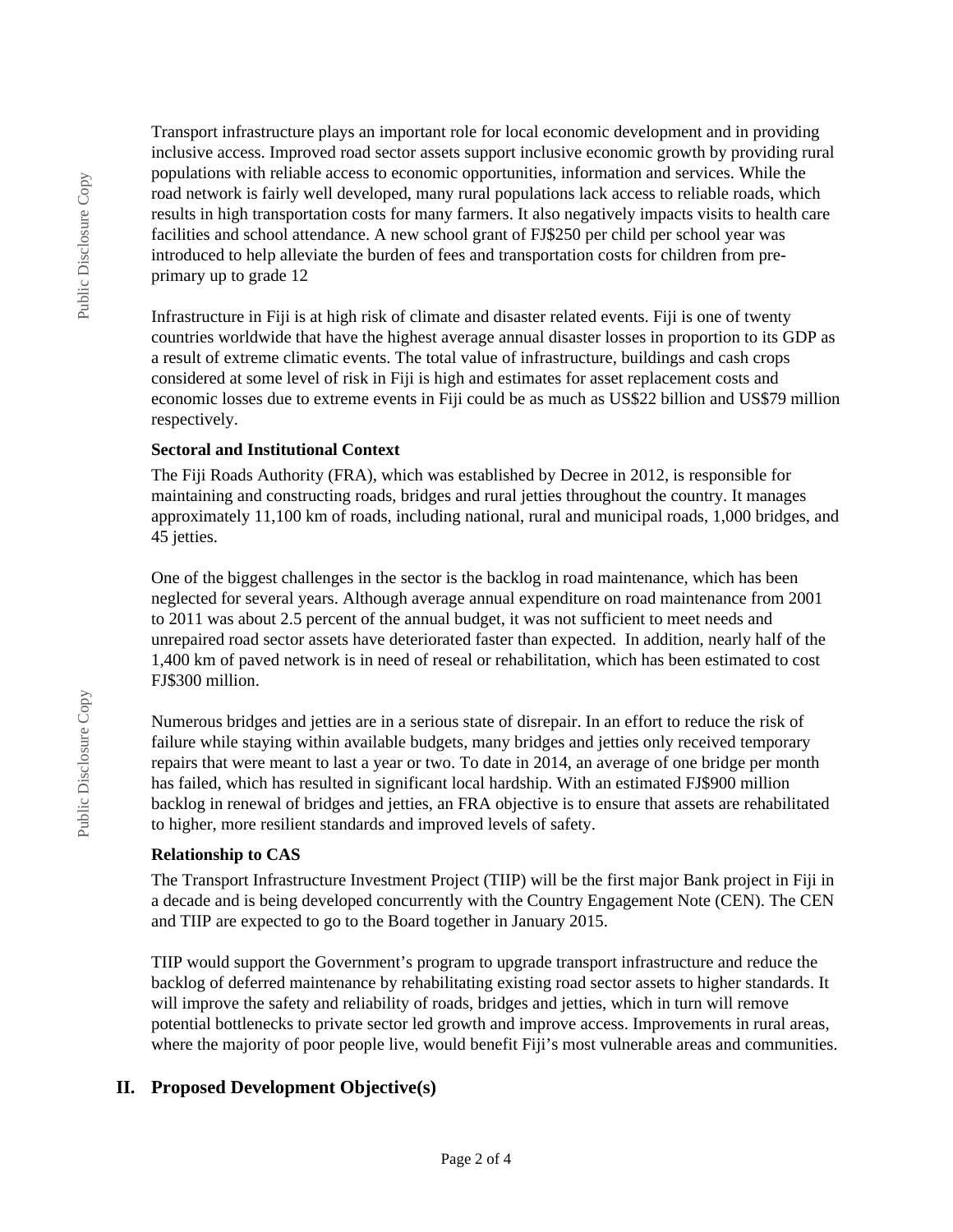Transport infrastructure plays an important role for local economic development and in providing inclusive access. Improved road sector assets support inclusive economic growth by providing rural populations with reliable access to economic opportunities, information and services. While the road network is fairly well developed, many rural populations lack access to reliable roads, which results in high transportation costs for many farmers. It also negatively impacts visits to health care facilities and school attendance. A new school grant of FJ$250 per child per school year was introduced to help alleviate the burden of fees and transportation costs for children from pre-primary up to grade 12

Infrastructure in Fiji is at high risk of climate and disaster related events. Fiji is one of twenty countries worldwide that have the highest average annual disaster losses in proportion to its GDP as a result of extreme climatic events. The total value of infrastructure, buildings and cash crops considered at some level of risk in Fiji is high and estimates for asset replacement costs and economic losses due to extreme events in Fiji could be as much as US$22 billion and US$79 million respectively.

**Sectoral and Institutional Context**

The Fiji Roads Authority (FRA), which was established by Decree in 2012, is responsible for maintaining and constructing roads, bridges and rural jetties throughout the country. It manages approximately 11,100 km of roads, including national, rural and municipal roads, 1,000 bridges, and 45 jetties.

One of the biggest challenges in the sector is the backlog in road maintenance, which has been neglected for several years. Although average annual expenditure on road maintenance from 2001 to 2011 was about 2.5 percent of the annual budget, it was not sufficient to meet needs and unrepaired road sector assets have deteriorated faster than expected. In addition, nearly half of the 1,400 km of paved network is in need of reseal or rehabilitation, which has been estimated to cost FJ$300 million.

Numerous bridges and jetties are in a serious state of disrepair. In an effort to reduce the risk of failure while staying within available budgets, many bridges and jetties only received temporary repairs that were meant to last a year or two. To date in 2014, an average of one bridge per month has failed, which has resulted in significant local hardship. With an estimated FJ$900 million backlog in renewal of bridges and jetties, an FRA objective is to ensure that assets are rehabilitated to higher, more resilient standards and improved levels of safety.

**Relationship to CAS**

The Transport Infrastructure Investment Project (TIIP) will be the first major Bank project in Fiji in a decade and is being developed concurrently with the Country Engagement Note (CEN). The CEN and TIIP are expected to go to the Board together in January 2015.

TIIP would support the Government's program to upgrade transport infrastructure and reduce the backlog of deferred maintenance by rehabilitating existing road sector assets to higher standards. It will improve the safety and reliability of roads, bridges and jetties, which in turn will remove potential bottlenecks to private sector led growth and improve access. Improvements in rural areas, where the majority of poor people live, would benefit Fiji's most vulnerable areas and communities.

## II. Proposed Development Objective(s)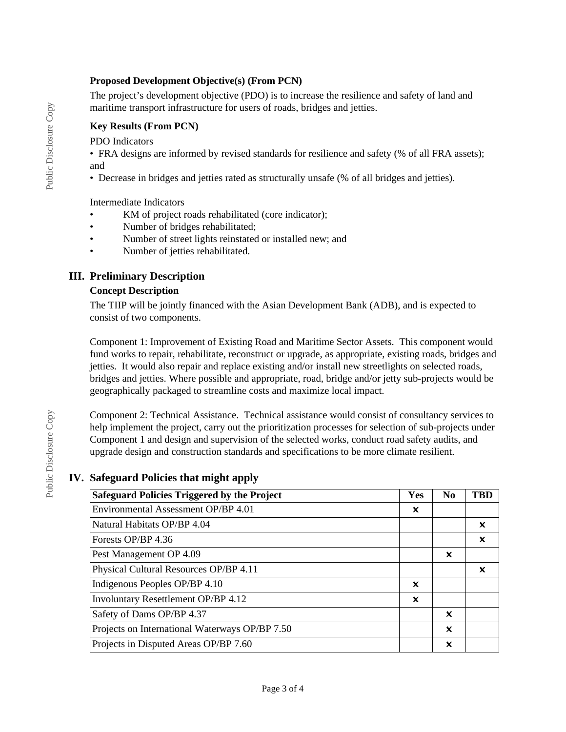**Proposed Development Objective(s) (From PCN)**

The project's development objective (PDO) is to increase the resilience and safety of land and maritime transport infrastructure for users of roads, bridges and jetties.

**Key Results (From PCN)**

PDO Indicators

- FRA designs are informed by revised standards for resilience and safety (% of all FRA assets); and
- Decrease in bridges and jetties rated as structurally unsafe (% of all bridges and jetties).

Intermediate Indicators

- KM of project roads rehabilitated (core indicator);
- Number of bridges rehabilitated;
- Number of street lights reinstated or installed new; and
- Number of jetties rehabilitated.

## III. Preliminary Description

**Concept Description**

The TIIP will be jointly financed with the Asian Development Bank (ADB), and is expected to consist of two components.

Component 1: Improvement of Existing Road and Maritime Sector Assets. This component would fund works to repair, rehabilitate, reconstruct or upgrade, as appropriate, existing roads, bridges and jetties. It would also repair and replace existing and/or install new streetlights on selected roads, bridges and jetties. Where possible and appropriate, road, bridge and/or jetty sub-projects would be geographically packaged to streamline costs and maximize local impact.

Component 2: Technical Assistance. Technical assistance would consist of consultancy services to help implement the project, carry out the prioritization processes for selection of sub-projects under Component 1 and design and supervision of the selected works, conduct road safety audits, and upgrade design and construction standards and specifications to be more climate resilient.

## IV. Safeguard Policies that might apply

| Safeguard Policies Triggered by the Project | Yes | No | TBD |
|---|---|---|---|
| Environmental Assessment OP/BP 4.01 | x | | |
| Natural Habitats OP/BP 4.04 | | | x |
| Forests OP/BP 4.36 | | | x |
| Pest Management OP 4.09 | | x | |
| Physical Cultural Resources OP/BP 4.11 | | | x |
| Indigenous Peoples OP/BP 4.10 | x | | |
| Involuntary Resettlement OP/BP 4.12 | x | | |
| Safety of Dams OP/BP 4.37 | | x | |
| Projects on International Waterways OP/BP 7.50 | | x | |
| Projects in Disputed Areas OP/BP 7.60 | | x | |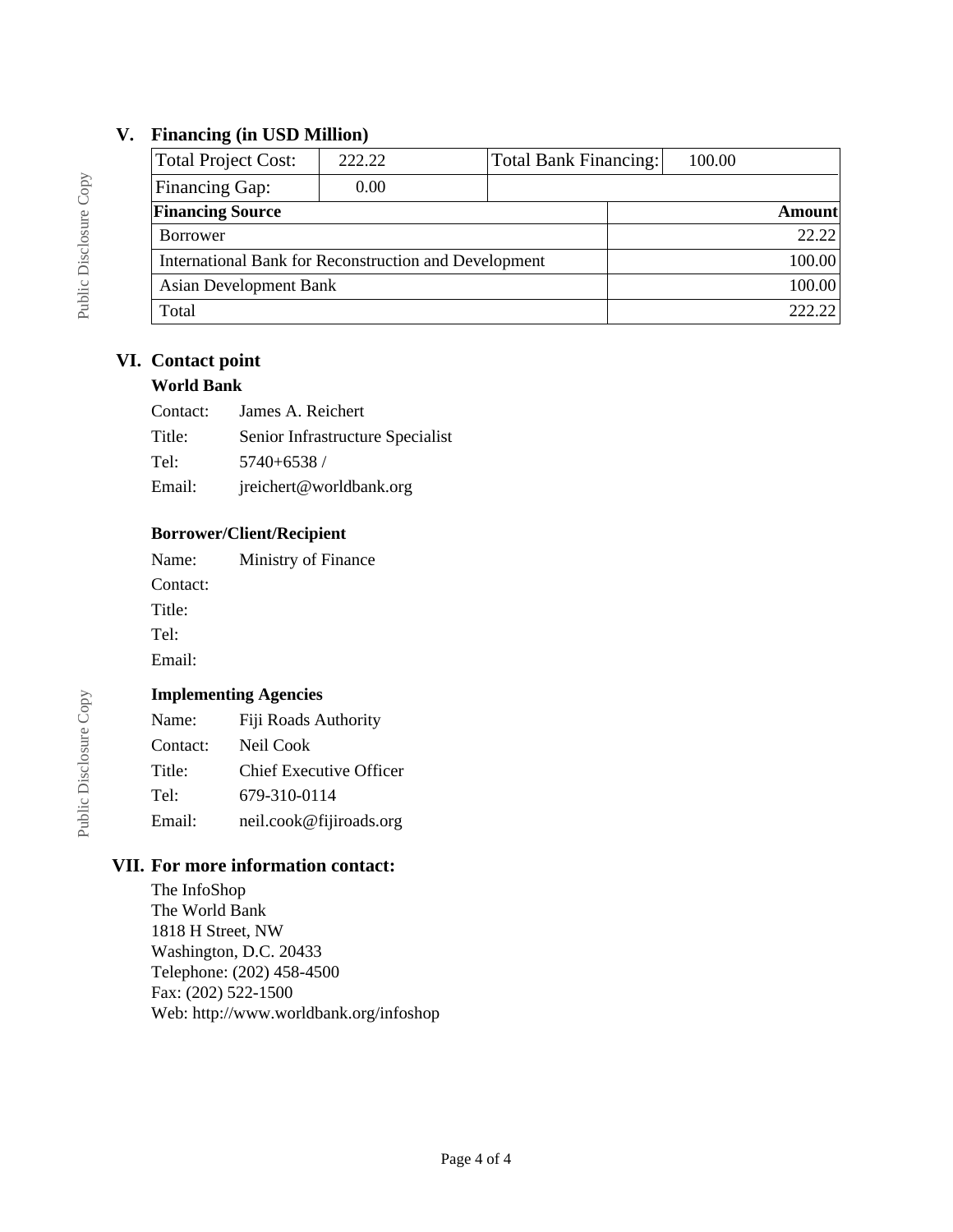## V. Financing (in USD Million)

| | | | |
|---|---|---|---|
| Total Project Cost: | 222.22 | Total Bank Financing: | 100.00 |
| Financing Gap: | 0.00 | | |

| Financing Source | Amount |
|---|---|
| Borrower | 22.22 |
| International Bank for Reconstruction and Development | 100.00 |
| Asian Development Bank | 100.00 |
| Total | 222.22 |

## VI. Contact point

### World Bank

Contact: James A. Reichert
Title: Senior Infrastructure Specialist
Tel: 5740+6538 /
Email: jreichert@worldbank.org

### Borrower/Client/Recipient

Name: Ministry of Finance
Contact:
Title:
Tel:
Email:

### Implementing Agencies

Name: Fiji Roads Authority
Contact: Neil Cook
Title: Chief Executive Officer
Tel: 679-310-0114
Email: neil.cook@fijiroads.org

## VII. For more information contact:

The InfoShop
The World Bank
1818 H Street, NW
Washington, D.C. 20433
Telephone: (202) 458-4500
Fax: (202) 522-1500
Web: http://www.worldbank.org/infoshop